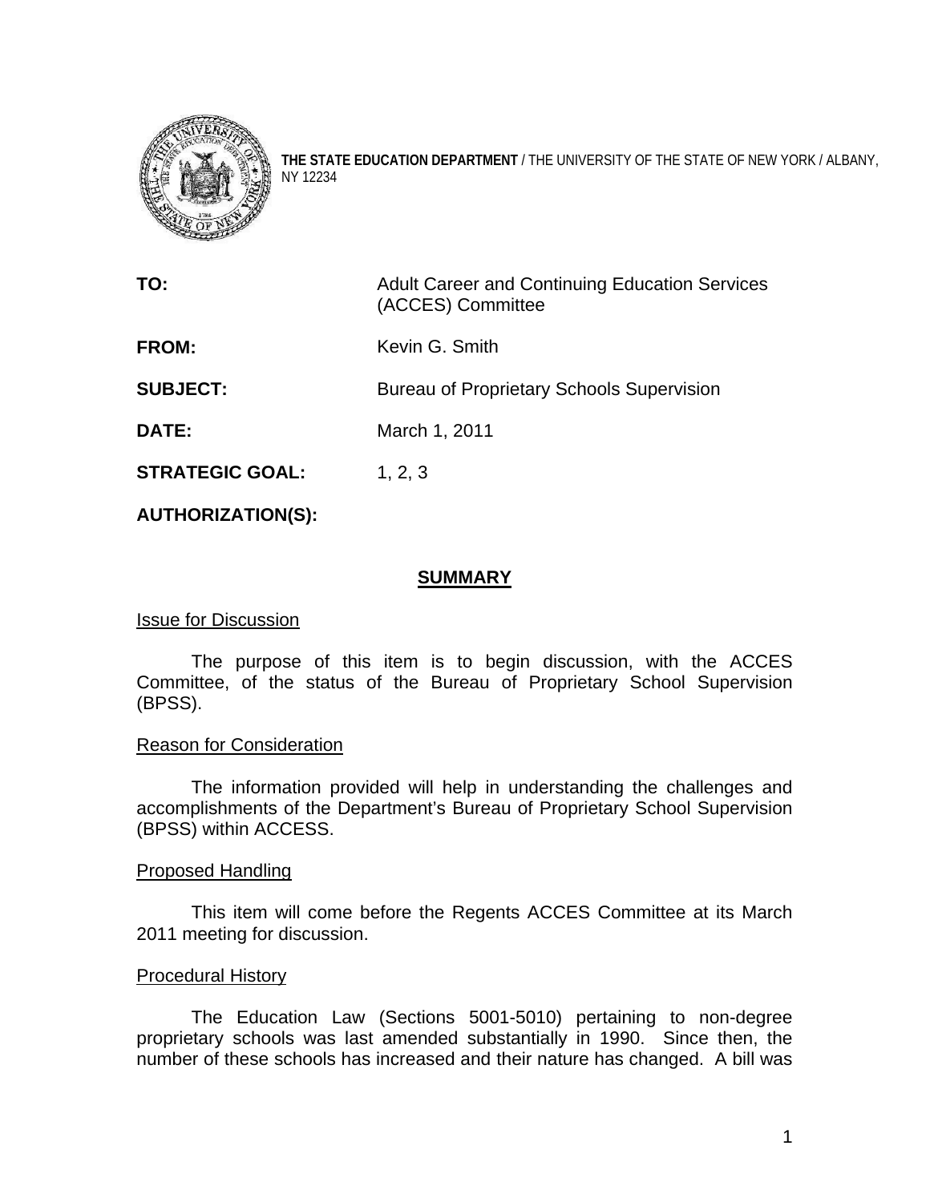**THE STATE EDUCATION DEPARTMENT** / THE UNIVERSITY OF THE STATE OF NEW YORK / ALBANY, NY 12234

| | |
|---|---|
| **TO:** | Adult Career and Continuing Education Services (ACCES) Committee |
| **FROM:** | Kevin G. Smith |
| **SUBJECT:** | Bureau of Proprietary Schools Supervision |
| **DATE:** | March 1, 2011 |
| **STRATEGIC GOAL:** | 1, 2, 3 |
| **AUTHORIZATION(S):** | |

## SUMMARY

### Issue for Discussion

The purpose of this item is to begin discussion, with the ACCES Committee, of the status of the Bureau of Proprietary School Supervision (BPSS).

### Reason for Consideration

The information provided will help in understanding the challenges and accomplishments of the Department's Bureau of Proprietary School Supervision (BPSS) within ACCESS.

### Proposed Handling

This item will come before the Regents ACCES Committee at its March 2011 meeting for discussion.

### Procedural History

The Education Law (Sections 5001-5010) pertaining to non-degree proprietary schools was last amended substantially in 1990. Since then, the number of these schools has increased and their nature has changed. A bill was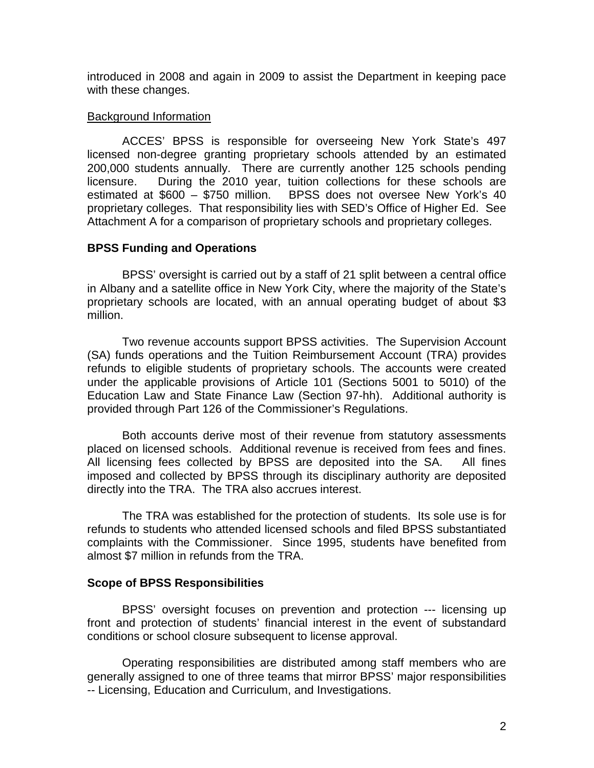introduced in 2008 and again in 2009 to assist the Department in keeping pace with these changes.

Background Information

ACCES' BPSS is responsible for overseeing New York State's 497 licensed non-degree granting proprietary schools attended by an estimated 200,000 students annually. There are currently another 125 schools pending licensure. During the 2010 year, tuition collections for these schools are estimated at $600 – $750 million. BPSS does not oversee New York's 40 proprietary colleges. That responsibility lies with SED's Office of Higher Ed. See Attachment A for a comparison of proprietary schools and proprietary colleges.

**BPSS Funding and Operations**

BPSS' oversight is carried out by a staff of 21 split between a central office in Albany and a satellite office in New York City, where the majority of the State's proprietary schools are located, with an annual operating budget of about $3 million.

Two revenue accounts support BPSS activities. The Supervision Account (SA) funds operations and the Tuition Reimbursement Account (TRA) provides refunds to eligible students of proprietary schools. The accounts were created under the applicable provisions of Article 101 (Sections 5001 to 5010) of the Education Law and State Finance Law (Section 97-hh). Additional authority is provided through Part 126 of the Commissioner's Regulations.

Both accounts derive most of their revenue from statutory assessments placed on licensed schools. Additional revenue is received from fees and fines. All licensing fees collected by BPSS are deposited into the SA. All fines imposed and collected by BPSS through its disciplinary authority are deposited directly into the TRA. The TRA also accrues interest.

The TRA was established for the protection of students. Its sole use is for refunds to students who attended licensed schools and filed BPSS substantiated complaints with the Commissioner. Since 1995, students have benefited from almost $7 million in refunds from the TRA.

**Scope of BPSS Responsibilities**

BPSS' oversight focuses on prevention and protection --- licensing up front and protection of students' financial interest in the event of substandard conditions or school closure subsequent to license approval.

Operating responsibilities are distributed among staff members who are generally assigned to one of three teams that mirror BPSS' major responsibilities -- Licensing, Education and Curriculum, and Investigations.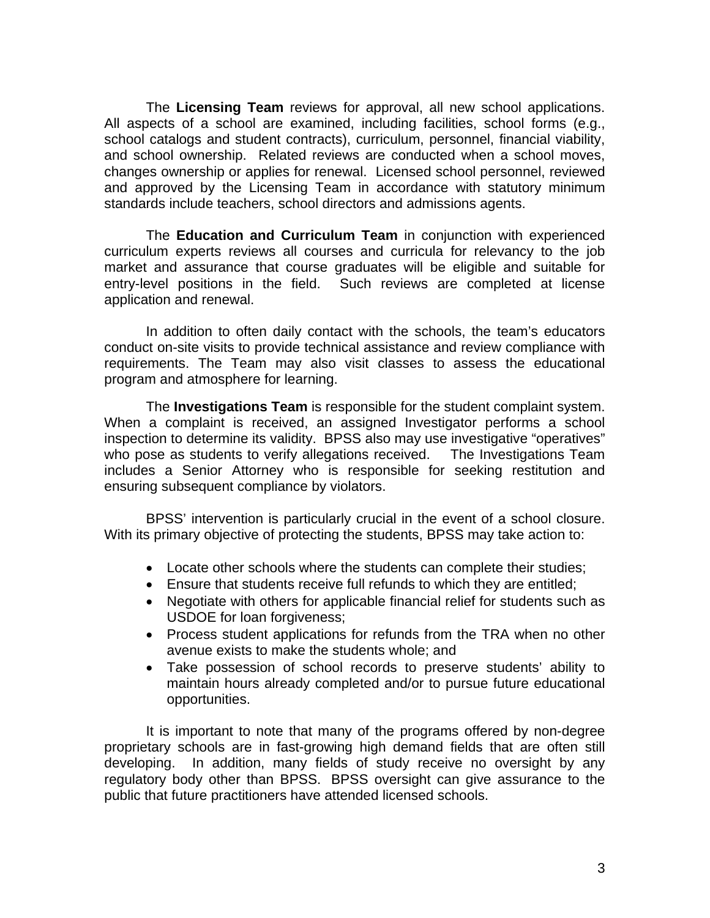The **Licensing Team** reviews for approval, all new school applications. All aspects of a school are examined, including facilities, school forms (e.g., school catalogs and student contracts), curriculum, personnel, financial viability, and school ownership. Related reviews are conducted when a school moves, changes ownership or applies for renewal. Licensed school personnel, reviewed and approved by the Licensing Team in accordance with statutory minimum standards include teachers, school directors and admissions agents.

The **Education and Curriculum Team** in conjunction with experienced curriculum experts reviews all courses and curricula for relevancy to the job market and assurance that course graduates will be eligible and suitable for entry-level positions in the field. Such reviews are completed at license application and renewal.

In addition to often daily contact with the schools, the team's educators conduct on-site visits to provide technical assistance and review compliance with requirements. The Team may also visit classes to assess the educational program and atmosphere for learning.

The **Investigations Team** is responsible for the student complaint system. When a complaint is received, an assigned Investigator performs a school inspection to determine its validity. BPSS also may use investigative "operatives" who pose as students to verify allegations received. The Investigations Team includes a Senior Attorney who is responsible for seeking restitution and ensuring subsequent compliance by violators.

BPSS' intervention is particularly crucial in the event of a school closure. With its primary objective of protecting the students, BPSS may take action to:

- Locate other schools where the students can complete their studies;
- Ensure that students receive full refunds to which they are entitled;
- Negotiate with others for applicable financial relief for students such as USDOE for loan forgiveness;
- Process student applications for refunds from the TRA when no other avenue exists to make the students whole; and
- Take possession of school records to preserve students' ability to maintain hours already completed and/or to pursue future educational opportunities.

It is important to note that many of the programs offered by non-degree proprietary schools are in fast-growing high demand fields that are often still developing. In addition, many fields of study receive no oversight by any regulatory body other than BPSS. BPSS oversight can give assurance to the public that future practitioners have attended licensed schools.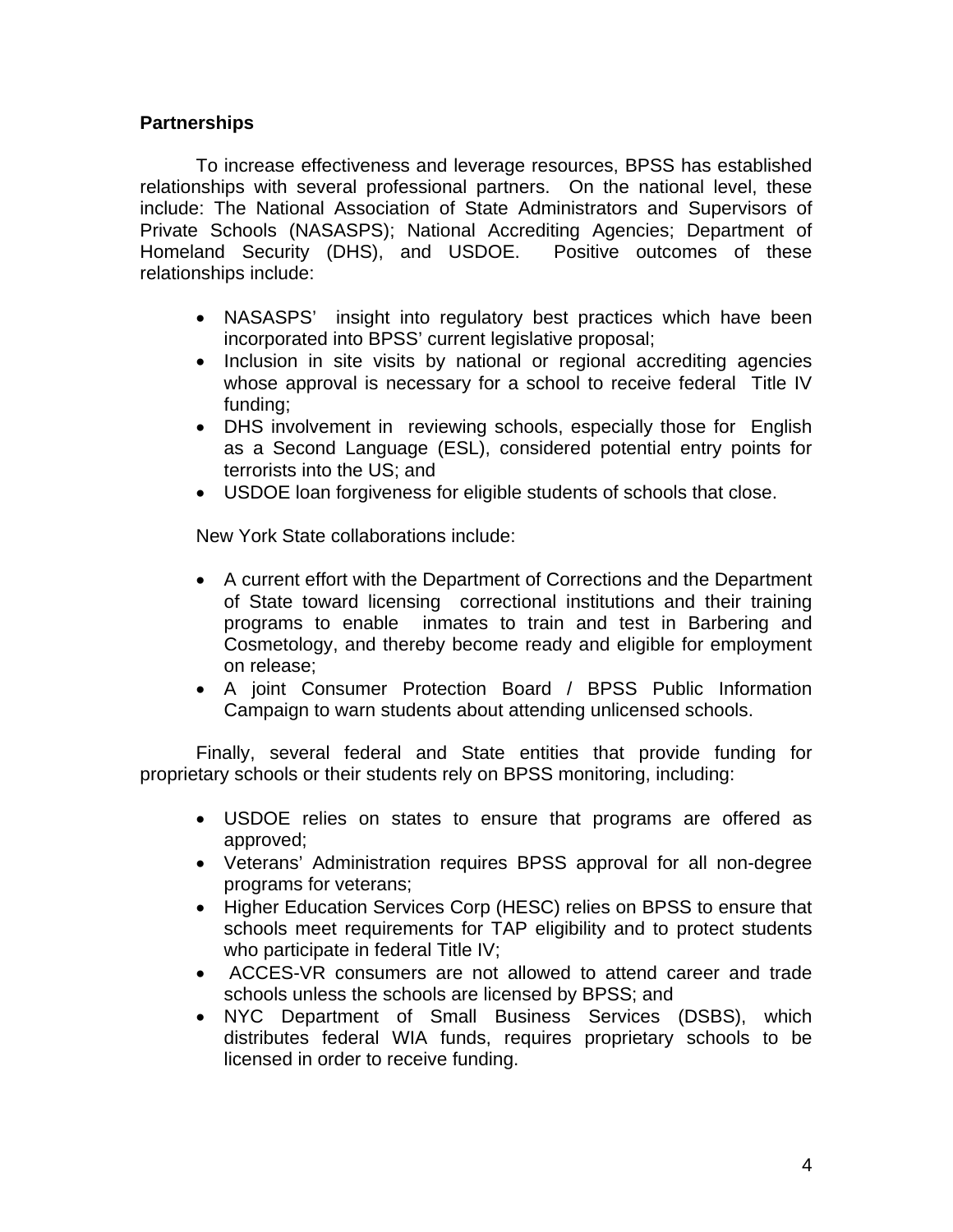**Partnerships**

To increase effectiveness and leverage resources, BPSS has established relationships with several professional partners. On the national level, these include: The National Association of State Administrators and Supervisors of Private Schools (NASASPS); National Accrediting Agencies; Department of Homeland Security (DHS), and USDOE. Positive outcomes of these relationships include:

- NASASPS' insight into regulatory best practices which have been incorporated into BPSS' current legislative proposal;
- Inclusion in site visits by national or regional accrediting agencies whose approval is necessary for a school to receive federal Title IV funding;
- DHS involvement in reviewing schools, especially those for English as a Second Language (ESL), considered potential entry points for terrorists into the US; and
- USDOE loan forgiveness for eligible students of schools that close.

New York State collaborations include:

- A current effort with the Department of Corrections and the Department of State toward licensing correctional institutions and their training programs to enable inmates to train and test in Barbering and Cosmetology, and thereby become ready and eligible for employment on release;
- A joint Consumer Protection Board / BPSS Public Information Campaign to warn students about attending unlicensed schools.

Finally, several federal and State entities that provide funding for proprietary schools or their students rely on BPSS monitoring, including:

- USDOE relies on states to ensure that programs are offered as approved;
- Veterans' Administration requires BPSS approval for all non-degree programs for veterans;
- Higher Education Services Corp (HESC) relies on BPSS to ensure that schools meet requirements for TAP eligibility and to protect students who participate in federal Title IV;
- ACCES-VR consumers are not allowed to attend career and trade schools unless the schools are licensed by BPSS; and
- NYC Department of Small Business Services (DSBS), which distributes federal WIA funds, requires proprietary schools to be licensed in order to receive funding.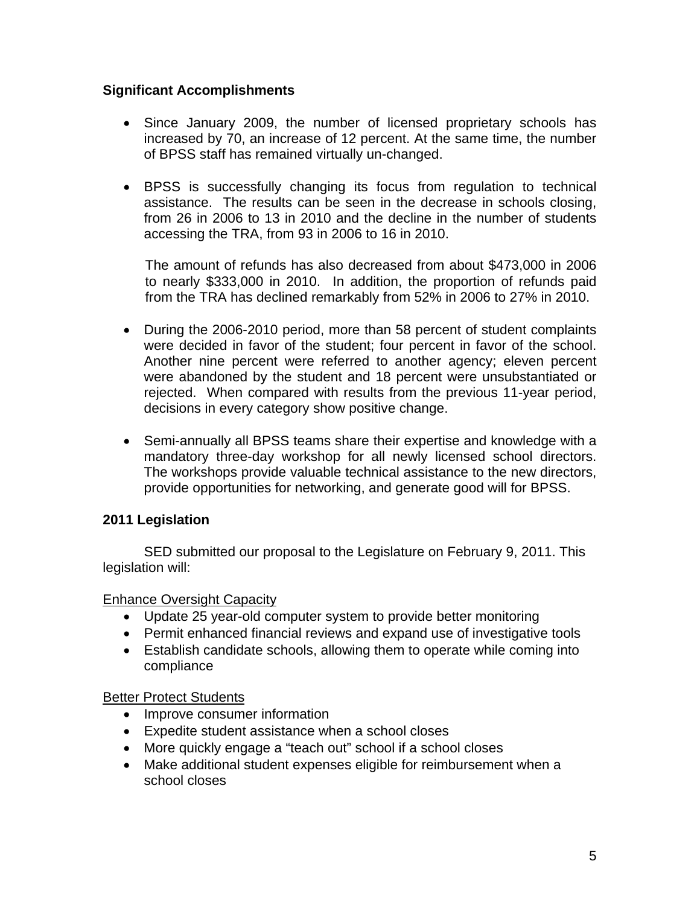## Significant Accomplishments

- Since January 2009, the number of licensed proprietary schools has increased by 70, an increase of 12 percent. At the same time, the number of BPSS staff has remained virtually un-changed.

- BPSS is successfully changing its focus from regulation to technical assistance. The results can be seen in the decrease in schools closing, from 26 in 2006 to 13 in 2010 and the decline in the number of students accessing the TRA, from 93 in 2006 to 16 in 2010.

  The amount of refunds has also decreased from about $473,000 in 2006 to nearly $333,000 in 2010. In addition, the proportion of refunds paid from the TRA has declined remarkably from 52% in 2006 to 27% in 2010.

- During the 2006-2010 period, more than 58 percent of student complaints were decided in favor of the student; four percent in favor of the school. Another nine percent were referred to another agency; eleven percent were abandoned by the student and 18 percent were unsubstantiated or rejected. When compared with results from the previous 11-year period, decisions in every category show positive change.

- Semi-annually all BPSS teams share their expertise and knowledge with a mandatory three-day workshop for all newly licensed school directors. The workshops provide valuable technical assistance to the new directors, provide opportunities for networking, and generate good will for BPSS.

## 2011 Legislation

SED submitted our proposal to the Legislature on February 9, 2011. This legislation will:

<u>Enhance Oversight Capacity</u>

- Update 25 year-old computer system to provide better monitoring
- Permit enhanced financial reviews and expand use of investigative tools
- Establish candidate schools, allowing them to operate while coming into compliance

<u>Better Protect Students</u>

- Improve consumer information
- Expedite student assistance when a school closes
- More quickly engage a "teach out" school if a school closes
- Make additional student expenses eligible for reimbursement when a school closes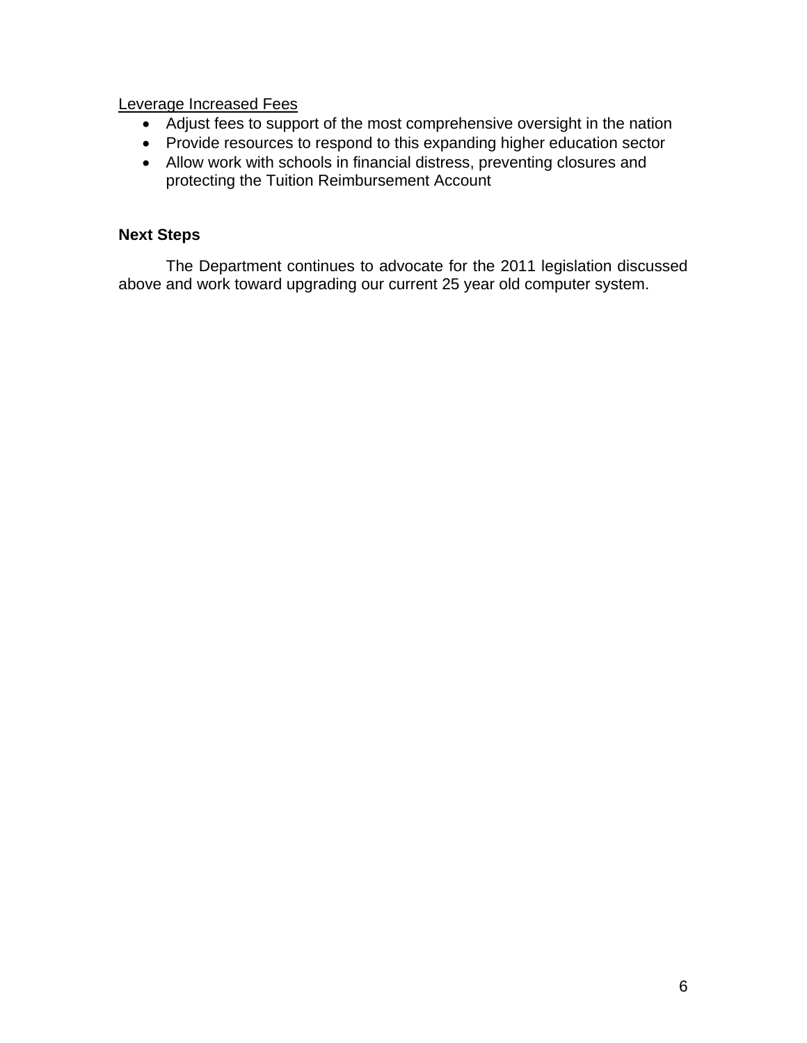<u>Leverage Increased Fees</u>

- Adjust fees to support of the most comprehensive oversight in the nation
- Provide resources to respond to this expanding higher education sector
- Allow work with schools in financial distress, preventing closures and protecting the Tuition Reimbursement Account

**Next Steps**

The Department continues to advocate for the 2011 legislation discussed above and work toward upgrading our current 25 year old computer system.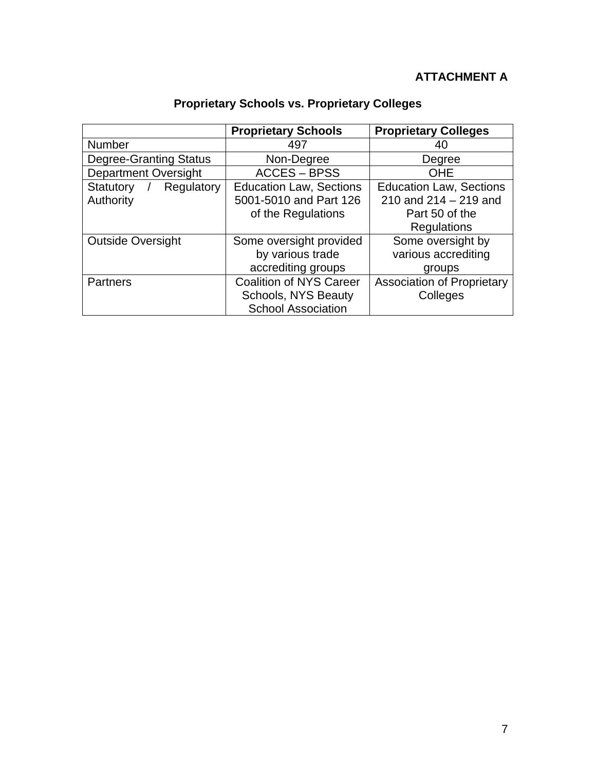**ATTACHMENT A**

## Proprietary Schools vs. Proprietary Colleges

| | Proprietary Schools | Proprietary Colleges |
|---|---|---|
| Number | 497 | 40 |
| Degree-Granting Status | Non-Degree | Degree |
| Department Oversight | ACCES – BPSS | OHE |
| Statutory / Regulatory Authority | Education Law, Sections 5001-5010 and Part 126 of the Regulations | Education Law, Sections 210 and 214 – 219 and Part 50 of the Regulations |
| Outside Oversight | Some oversight provided by various trade accrediting groups | Some oversight by various accrediting groups |
| Partners | Coalition of NYS Career Schools, NYS Beauty School Association | Association of Proprietary Colleges |